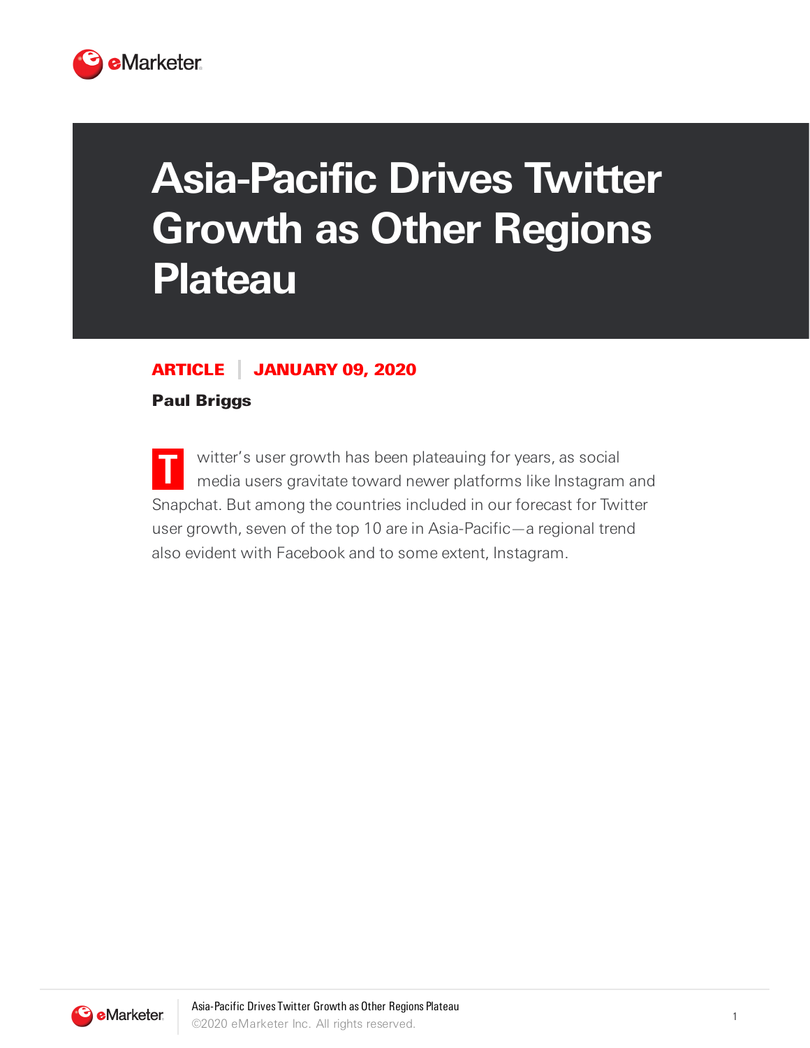# Asia-Pacific Drives Twitter Growth as Other Regions Plateau

**ARTICLE | JANUARY 09, 2020**

**Paul Briggs**

Twitter's user growth has been plateauing for years, as social media users gravitate toward newer platforms like Instagram and Snapchat. But among the countries included in our forecast for Twitter user growth, seven of the top 10 are in Asia-Pacific—a regional trend also evident with Facebook and to some extent, Instagram.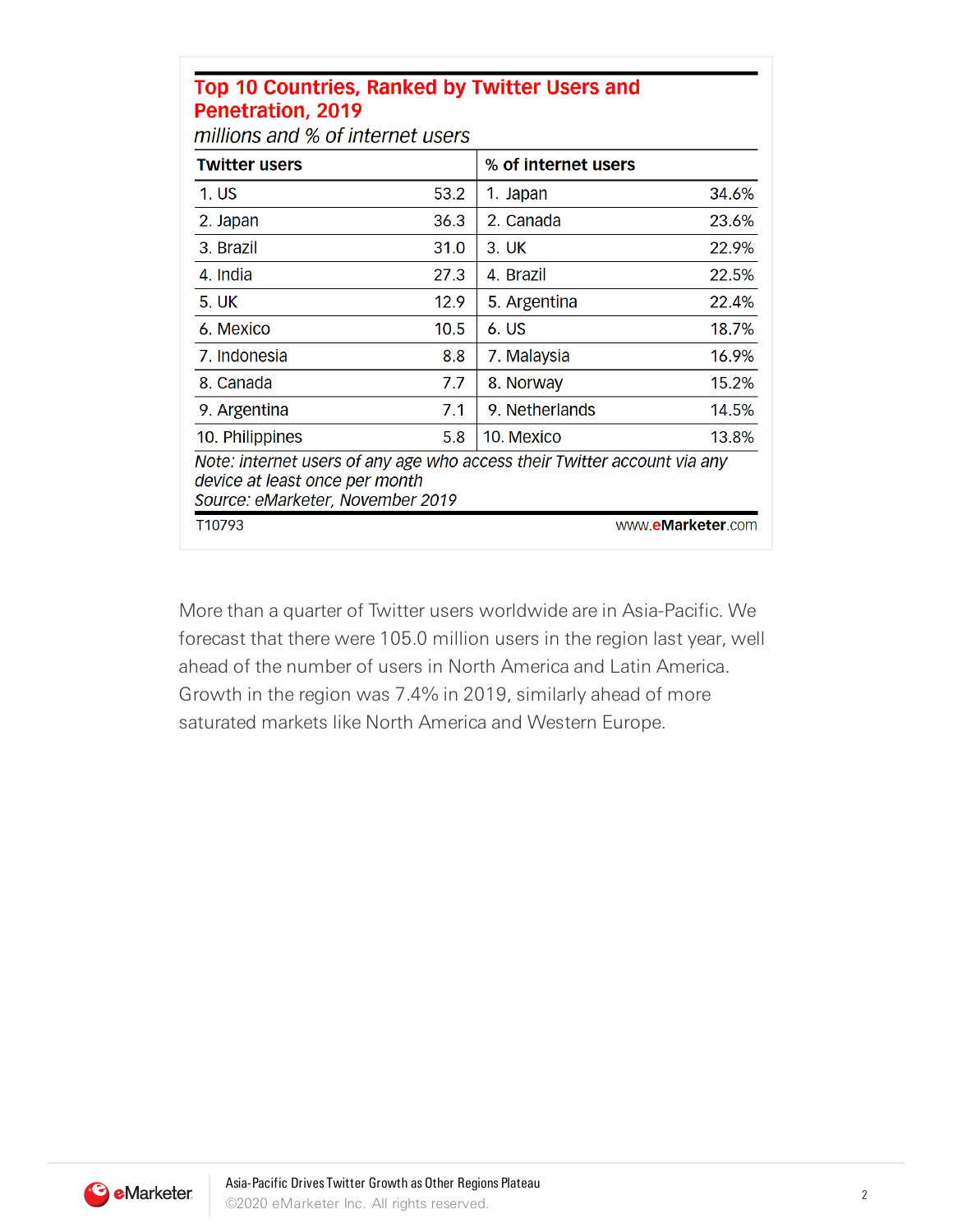**Top 10 Countries, Ranked by Twitter Users and Penetration, 2019**

*millions and % of internet users*

| Twitter users | | % of internet users | |
|---|---|---|---|
| 1. US | 53.2 | 1. Japan | 34.6% |
| 2. Japan | 36.3 | 2. Canada | 23.6% |
| 3. Brazil | 31.0 | 3. UK | 22.9% |
| 4. India | 27.3 | 4. Brazil | 22.5% |
| 5. UK | 12.9 | 5. Argentina | 22.4% |
| 6. Mexico | 10.5 | 6. US | 18.7% |
| 7. Indonesia | 8.8 | 7. Malaysia | 16.9% |
| 8. Canada | 7.7 | 8. Norway | 15.2% |
| 9. Argentina | 7.1 | 9. Netherlands | 14.5% |
| 10. Philippines | 5.8 | 10. Mexico | 13.8% |

*Note: internet users of any age who access their Twitter account via any device at least once per month*
*Source: eMarketer, November 2019*

T10793 www.eMarketer.com

More than a quarter of Twitter users worldwide are in Asia-Pacific. We forecast that there were 105.0 million users in the region last year, well ahead of the number of users in North America and Latin America. Growth in the region was 7.4% in 2019, similarly ahead of more saturated markets like North America and Western Europe.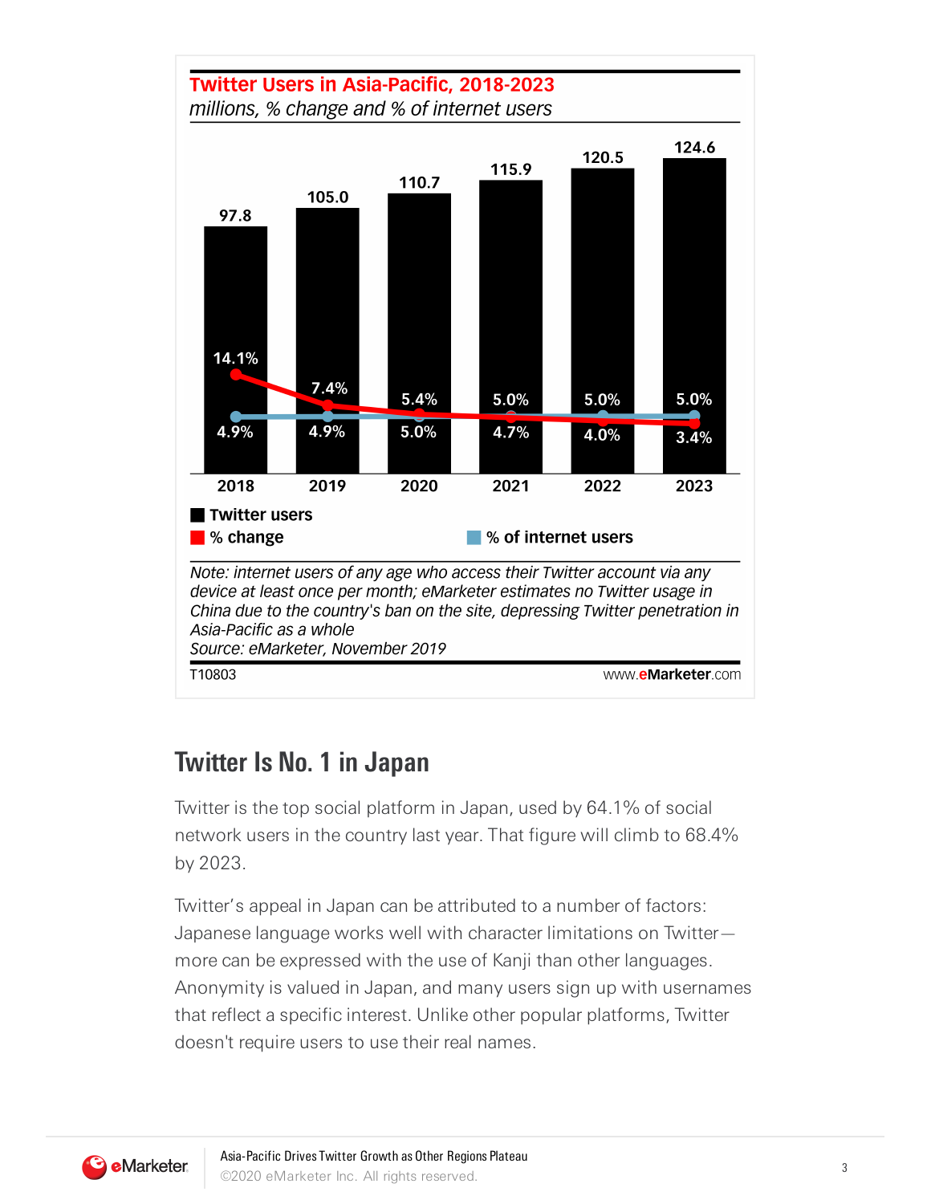**Twitter Users in Asia-Pacific, 2018-2023**

*millions, % change and % of internet users*

| | 2018 | 2019 | 2020 | 2021 | 2022 | 2023 |
|---|---|---|---|---|---|---|
| Twitter users | 97.8 | 105.0 | 110.7 | 115.9 | 120.5 | 124.6 |
| % change | 14.1% | 7.4% | 5.4% | 4.7% | 4.0% | 3.4% |
| % of internet users | 4.9% | 4.9% | 5.0% | 5.0% | 5.0% | 5.0% |

*Note: internet users of any age who access their Twitter account via any device at least once per month; eMarketer estimates no Twitter usage in China due to the country's ban on the site, depressing Twitter penetration in Asia-Pacific as a whole*
*Source: eMarketer, November 2019*

T10803 www.eMarketer.com

## Twitter Is No. 1 in Japan

Twitter is the top social platform in Japan, used by 64.1% of social network users in the country last year. That figure will climb to 68.4% by 2023.

Twitter's appeal in Japan can be attributed to a number of factors: Japanese language works well with character limitations on Twitter—more can be expressed with the use of Kanji than other languages. Anonymity is valued in Japan, and many users sign up with usernames that reflect a specific interest. Unlike other popular platforms, Twitter doesn't require users to use their real names.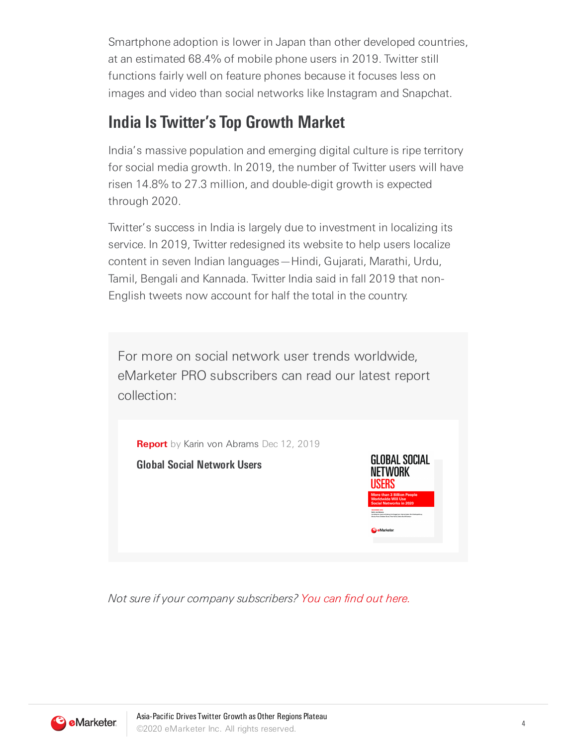Smartphone adoption is lower in Japan than other developed countries, at an estimated 68.4% of mobile phone users in 2019. Twitter still functions fairly well on feature phones because it focuses less on images and video than social networks like Instagram and Snapchat.

## India Is Twitter's Top Growth Market

India's massive population and emerging digital culture is ripe territory for social media growth. In 2019, the number of Twitter users will have risen 14.8% to 27.3 million, and double-digit growth is expected through 2020.

Twitter's success in India is largely due to investment in localizing its service. In 2019, Twitter redesigned its website to help users localize content in seven Indian languages—Hindi, Gujarati, Marathi, Urdu, Tamil, Bengali and Kannada. Twitter India said in fall 2019 that non-English tweets now account for half the total in the country.

For more on social network user trends worldwide, eMarketer PRO subscribers can read our latest report collection:

**Report** by Karin von Abrams Dec 12, 2019

**Global Social Network Users**

*Not sure if your company subscribers? You can find out here.*